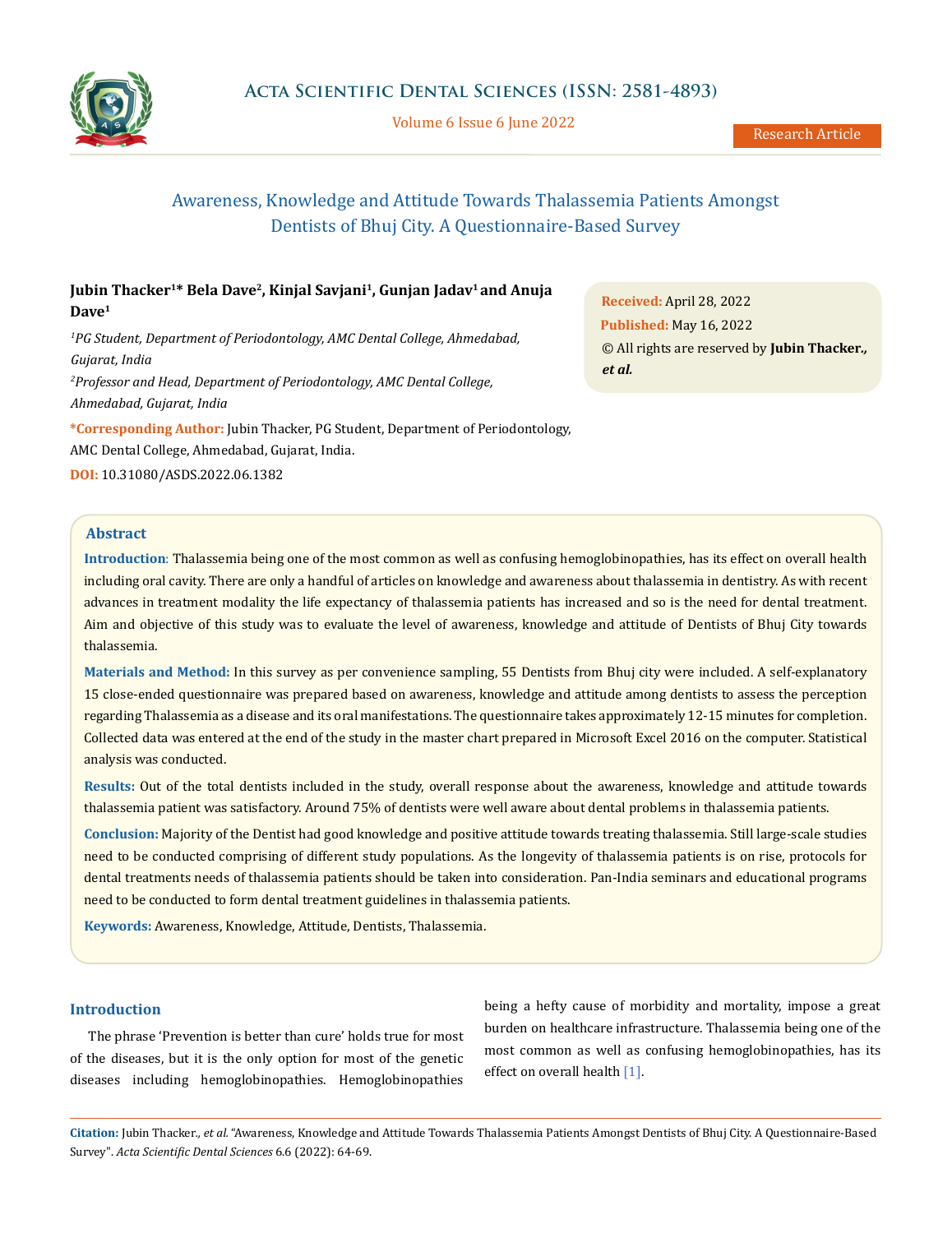Research Article

# Awareness, Knowledge and Attitude Towards Thalassemia Patients Amongst Dentists of Bhuj City. A Questionnaire-Based Survey

**Jubin Thacker[1]* Bela Dave[2], Kinjal Savjani[1], Gunjan Jadav[1] and Anuja Dave[1]**

*[1]PG Student, Department of Periodontology, AMC Dental College, Ahmedabad, Gujarat, India*

*[2]Professor and Head, Department of Periodontology, AMC Dental College, Ahmedabad, Gujarat, India*

***Corresponding Author:** Jubin Thacker, PG Student, Department of Periodontology, AMC Dental College, Ahmedabad, Gujarat, India.

**DOI:** 10.31080/ASDS.2022.06.1382

**Received:** April 28, 2022
**Published:** May 16, 2022
© All rights are reserved by **Jubin Thacker., *et al.***

## Abstract

**Introduction**: Thalassemia being one of the most common as well as confusing hemoglobinopathies, has its effect on overall health including oral cavity. There are only a handful of articles on knowledge and awareness about thalassemia in dentistry. As with recent advances in treatment modality the life expectancy of thalassemia patients has increased and so is the need for dental treatment. Aim and objective of this study was to evaluate the level of awareness, knowledge and attitude of Dentists of Bhuj City towards thalassemia.

**Materials and Method:** In this survey as per convenience sampling, 55 Dentists from Bhuj city were included. A self-explanatory 15 close-ended questionnaire was prepared based on awareness, knowledge and attitude among dentists to assess the perception regarding Thalassemia as a disease and its oral manifestations. The questionnaire takes approximately 12-15 minutes for completion. Collected data was entered at the end of the study in the master chart prepared in Microsoft Excel 2016 on the computer. Statistical analysis was conducted.

**Results:** Out of the total dentists included in the study, overall response about the awareness, knowledge and attitude towards thalassemia patient was satisfactory. Around 75% of dentists were well aware about dental problems in thalassemia patients.

**Conclusion:** Majority of the Dentist had good knowledge and positive attitude towards treating thalassemia. Still large-scale studies need to be conducted comprising of different study populations. As the longevity of thalassemia patients is on rise, protocols for dental treatments needs of thalassemia patients should be taken into consideration. Pan-India seminars and educational programs need to be conducted to form dental treatment guidelines in thalassemia patients.

**Keywords:** Awareness, Knowledge, Attitude, Dentists, Thalassemia.

## Introduction

The phrase 'Prevention is better than cure' holds true for most of the diseases, but it is the only option for most of the genetic diseases including hemoglobinopathies. Hemoglobinopathies being a hefty cause of morbidity and mortality, impose a great burden on healthcare infrastructure. Thalassemia being one of the most common as well as confusing hemoglobinopathies, has its effect on overall health [1].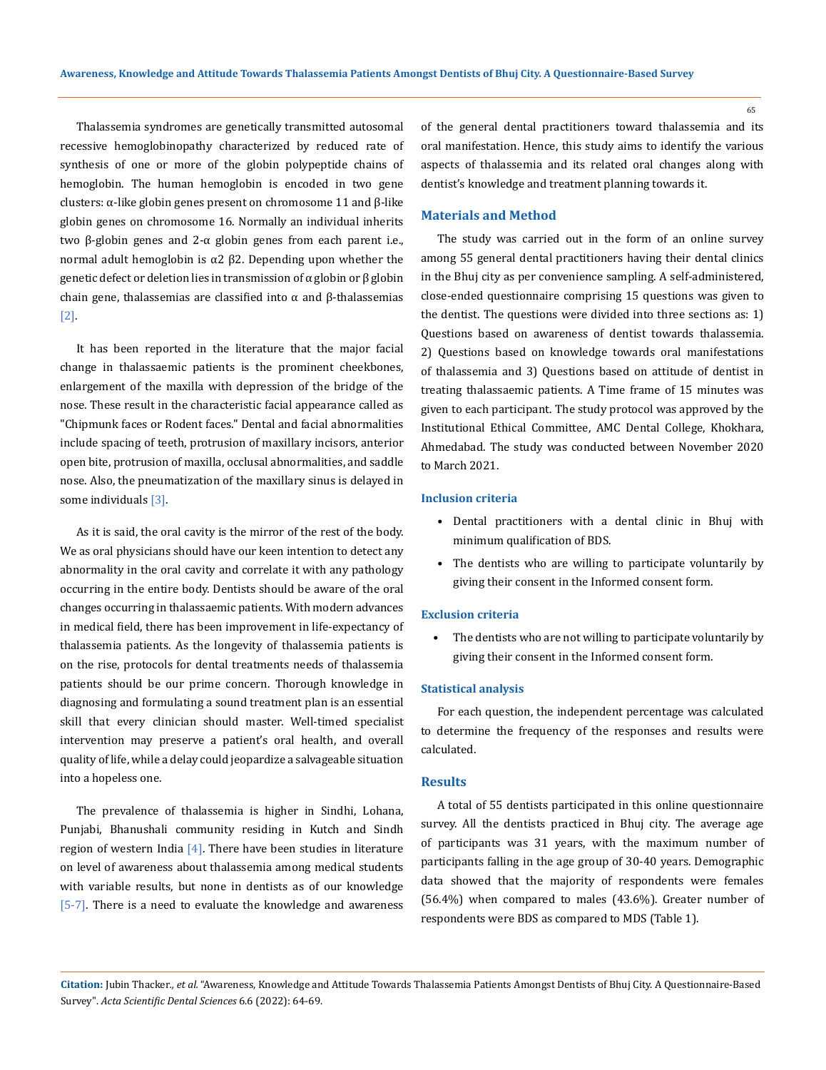Thalassemia syndromes are genetically transmitted autosomal recessive hemoglobinopathy characterized by reduced rate of synthesis of one or more of the globin polypeptide chains of hemoglobin. The human hemoglobin is encoded in two gene clusters: α-like globin genes present on chromosome 11 and β-like globin genes on chromosome 16. Normally an individual inherits two β-globin genes and 2-α globin genes from each parent i.e., normal adult hemoglobin is $\alpha 2\ \beta 2$. Depending upon whether the genetic defect or deletion lies in transmission of α globin or β globin chain gene, thalassemias are classified into α and β-thalassemias [2].

It has been reported in the literature that the major facial change in thalassaemic patients is the prominent cheekbones, enlargement of the maxilla with depression of the bridge of the nose. These result in the characteristic facial appearance called as "Chipmunk faces or Rodent faces." Dental and facial abnormalities include spacing of teeth, protrusion of maxillary incisors, anterior open bite, protrusion of maxilla, occlusal abnormalities, and saddle nose. Also, the pneumatization of the maxillary sinus is delayed in some individuals [3].

As it is said, the oral cavity is the mirror of the rest of the body. We as oral physicians should have our keen intention to detect any abnormality in the oral cavity and correlate it with any pathology occurring in the entire body. Dentists should be aware of the oral changes occurring in thalassaemic patients. With modern advances in medical field, there has been improvement in life-expectancy of thalassemia patients. As the longevity of thalassemia patients is on the rise, protocols for dental treatments needs of thalassemia patients should be our prime concern. Thorough knowledge in diagnosing and formulating a sound treatment plan is an essential skill that every clinician should master. Well-timed specialist intervention may preserve a patient's oral health, and overall quality of life, while a delay could jeopardize a salvageable situation into a hopeless one.

The prevalence of thalassemia is higher in Sindhi, Lohana, Punjabi, Bhanushali community residing in Kutch and Sindh region of western India [4]. There have been studies in literature on level of awareness about thalassemia among medical students with variable results, but none in dentists as of our knowledge [5-7]. There is a need to evaluate the knowledge and awareness of the general dental practitioners toward thalassemia and its oral manifestation. Hence, this study aims to identify the various aspects of thalassemia and its related oral changes along with dentist's knowledge and treatment planning towards it.

## Materials and Method

The study was carried out in the form of an online survey among 55 general dental practitioners having their dental clinics in the Bhuj city as per convenience sampling. A self-administered, close-ended questionnaire comprising 15 questions was given to the dentist. The questions were divided into three sections as: 1) Questions based on awareness of dentist towards thalassemia. 2) Questions based on knowledge towards oral manifestations of thalassemia and 3) Questions based on attitude of dentist in treating thalassaemic patients. A Time frame of 15 minutes was given to each participant. The study protocol was approved by the Institutional Ethical Committee, AMC Dental College, Khokhara, Ahmedabad. The study was conducted between November 2020 to March 2021.

### Inclusion criteria

- Dental practitioners with a dental clinic in Bhuj with minimum qualification of BDS.
- The dentists who are willing to participate voluntarily by giving their consent in the Informed consent form.

### Exclusion criteria

- The dentists who are not willing to participate voluntarily by giving their consent in the Informed consent form.

### Statistical analysis

For each question, the independent percentage was calculated to determine the frequency of the responses and results were calculated.

## Results

A total of 55 dentists participated in this online questionnaire survey. All the dentists practiced in Bhuj city. The average age of participants was 31 years, with the maximum number of participants falling in the age group of 30-40 years. Demographic data showed that the majority of respondents were females (56.4%) when compared to males (43.6%). Greater number of respondents were BDS as compared to MDS (Table 1).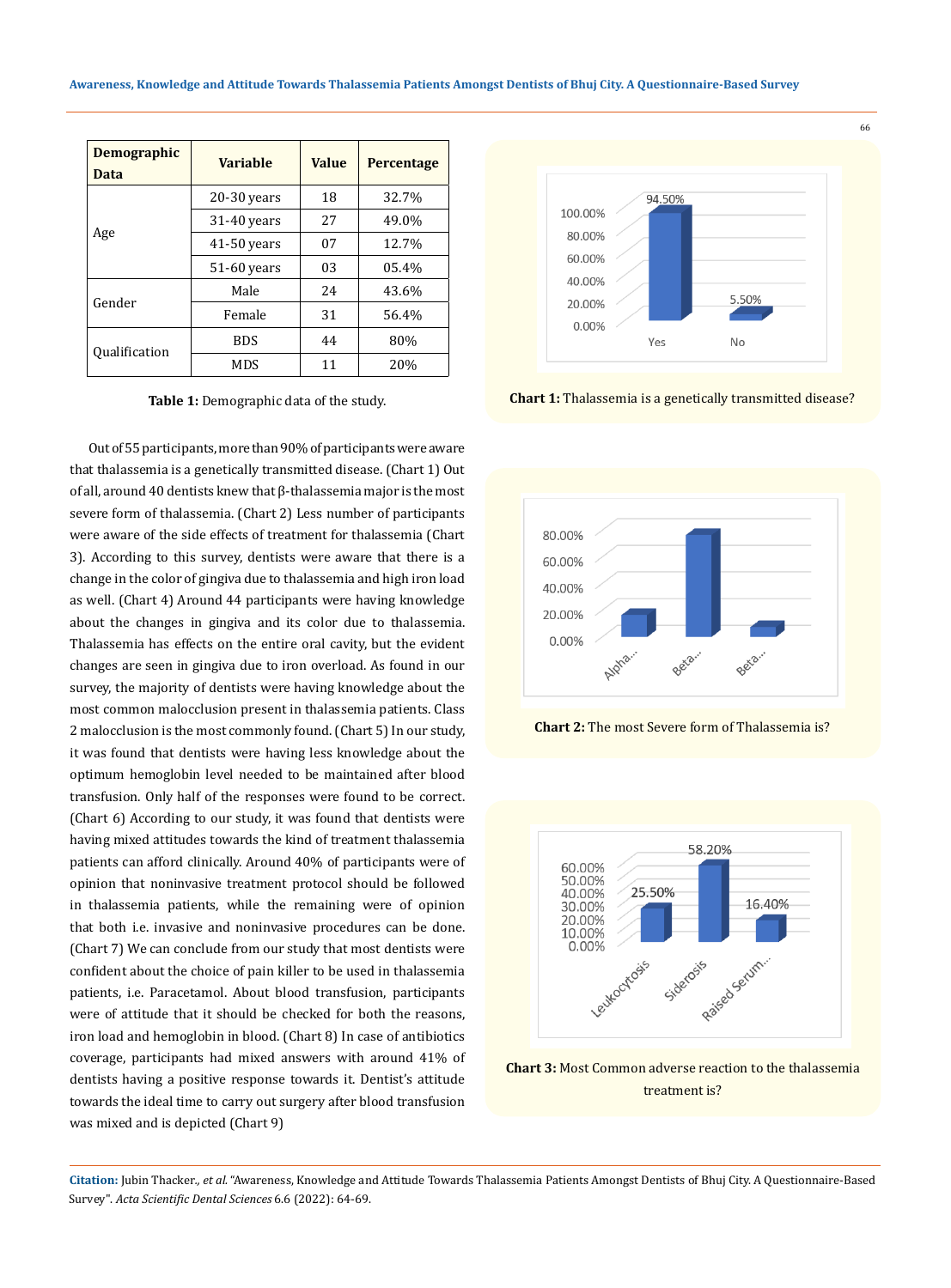| Demographic Data | Variable | Value | Percentage |
|---|---|---|---|
| Age | 20-30 years | 18 | 32.7% |
| | 31-40 years | 27 | 49.0% |
| | 41-50 years | 07 | 12.7% |
| | 51-60 years | 03 | 05.4% |
| Gender | Male | 24 | 43.6% |
| | Female | 31 | 56.4% |
| Qualification | BDS | 44 | 80% |
| | MDS | 11 | 20% |

**Table 1:** Demographic data of the study.

Out of 55 participants, more than 90% of participants were aware that thalassemia is a genetically transmitted disease. (Chart 1) Out of all, around 40 dentists knew that β-thalassemia major is the most severe form of thalassemia. (Chart 2) Less number of participants were aware of the side effects of treatment for thalassemia (Chart 3). According to this survey, dentists were aware that there is a change in the color of gingiva due to thalassemia and high iron load as well. (Chart 4) Around 44 participants were having knowledge about the changes in gingiva and its color due to thalassemia. Thalassemia has effects on the entire oral cavity, but the evident changes are seen in gingiva due to iron overload. As found in our survey, the majority of dentists were having knowledge about the most common malocclusion present in thalassemia patients. Class 2 malocclusion is the most commonly found. (Chart 5) In our study, it was found that dentists were having less knowledge about the optimum hemoglobin level needed to be maintained after blood transfusion. Only half of the responses were found to be correct. (Chart 6) According to our study, it was found that dentists were having mixed attitudes towards the kind of treatment thalassemia patients can afford clinically. Around 40% of participants were of opinion that noninvasive treatment protocol should be followed in thalassemia patients, while the remaining were of opinion that both i.e. invasive and noninvasive procedures can be done. (Chart 7) We can conclude from our study that most dentists were confident about the choice of pain killer to be used in thalassemia patients, i.e. Paracetamol. About blood transfusion, participants were of attitude that it should be checked for both the reasons, iron load and hemoglobin in blood. (Chart 8) In case of antibiotics coverage, participants had mixed answers with around 41% of dentists having a positive response towards it. Dentist's attitude towards the ideal time to carry out surgery after blood transfusion was mixed and is depicted (Chart 9)

**Chart 1:** Thalassemia is a genetically transmitted disease?

**Chart 2:** The most Severe form of Thalassemia is?

**Chart 3:** Most Common adverse reaction to the thalassemia treatment is?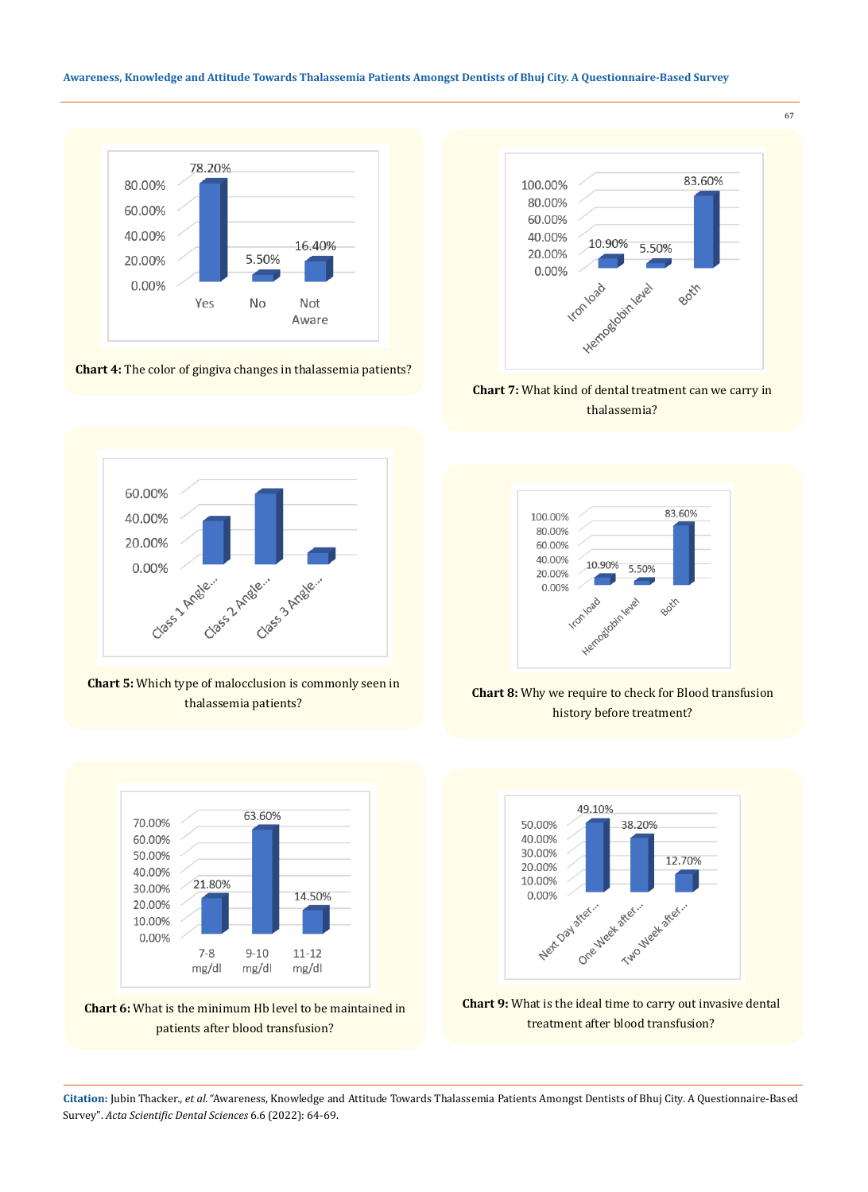Chart 4: The color of gingiva changes in thalassemia patients?

| | Yes | No | Not Aware |
|---|---|---|---|
| | 78.20% | 5.50% | 16.40% |

**Chart 4:** The color of gingiva changes in thalassemia patients?

| | Iron load | Hemoglobin level | Both |
|---|---|---|---|
| | 10.90% | 5.50% | 83.60% |

**Chart 7:** What kind of dental treatment can we carry in thalassemia?

**Chart 5:** Which type of malocclusion is commonly seen in thalassemia patients?

| | Iron load | Hemoglobin level | Both |
|---|---|---|---|
| | 10.90% | 5.50% | 83.60% |

**Chart 8:** Why we require to check for Blood transfusion history before treatment?

| | 7-8 mg/dl | 9-10 mg/dl | 11-12 mg/dl |
|---|---|---|---|
| | 21.80% | 63.60% | 14.50% |

**Chart 6:** What is the minimum Hb level to be maintained in patients after blood transfusion?

| | Next Day after... | One Week after... | Two Week after... |
|---|---|---|---|
| | 49.10% | 38.20% | 12.70% |

**Chart 9:** What is the ideal time to carry out invasive dental treatment after blood transfusion?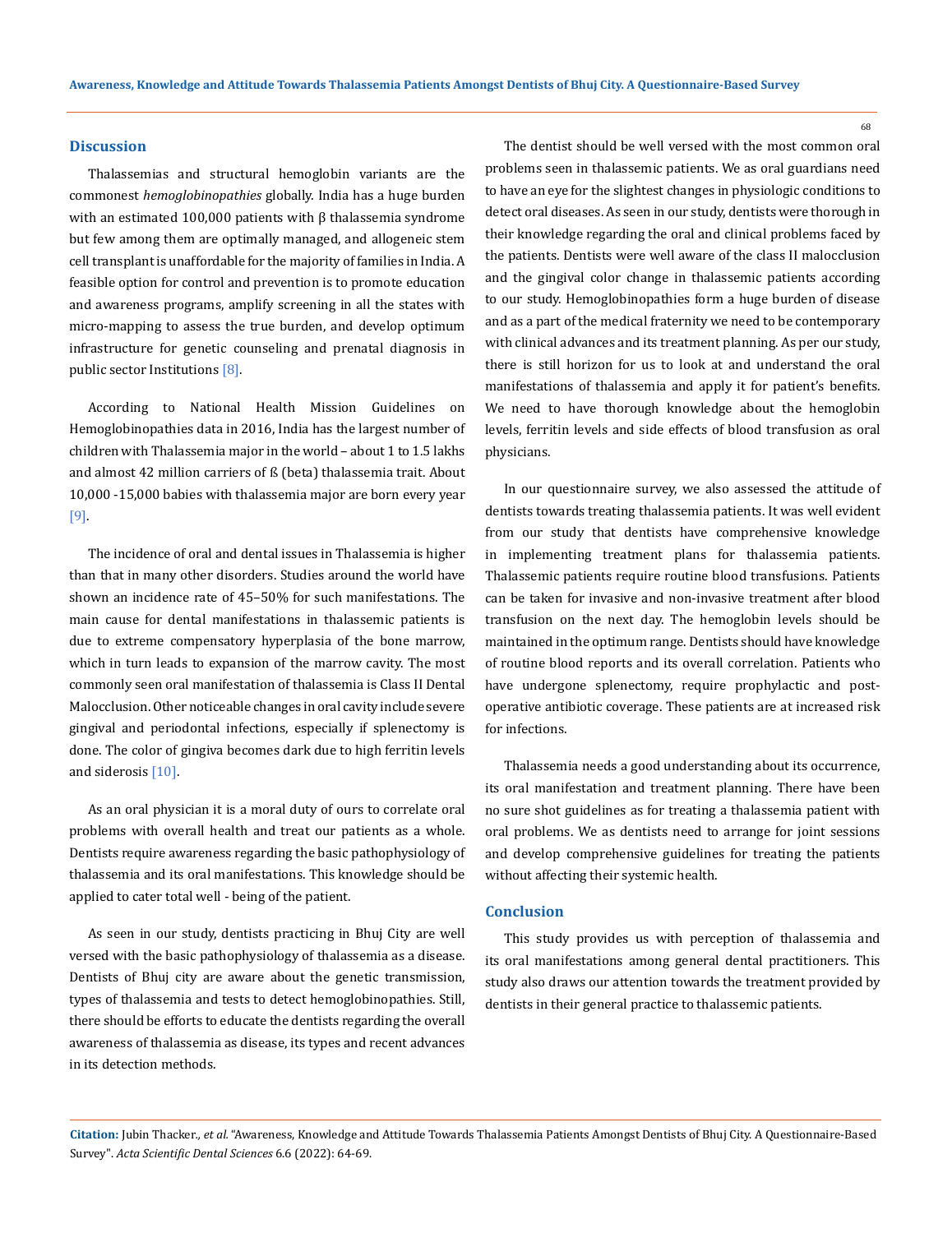## Discussion

Thalassemias and structural hemoglobin variants are the commonest *hemoglobinopathies* globally. India has a huge burden with an estimated 100,000 patients with β thalassemia syndrome but few among them are optimally managed, and allogeneic stem cell transplant is unaffordable for the majority of families in India. A feasible option for control and prevention is to promote education and awareness programs, amplify screening in all the states with micro-mapping to assess the true burden, and develop optimum infrastructure for genetic counseling and prenatal diagnosis in public sector Institutions [8].

According to National Health Mission Guidelines on Hemoglobinopathies data in 2016, India has the largest number of children with Thalassemia major in the world – about 1 to 1.5 lakhs and almost 42 million carriers of ß (beta) thalassemia trait. About 10,000 -15,000 babies with thalassemia major are born every year [9].

The incidence of oral and dental issues in Thalassemia is higher than that in many other disorders. Studies around the world have shown an incidence rate of 45–50% for such manifestations. The main cause for dental manifestations in thalassemic patients is due to extreme compensatory hyperplasia of the bone marrow, which in turn leads to expansion of the marrow cavity. The most commonly seen oral manifestation of thalassemia is Class II Dental Malocclusion. Other noticeable changes in oral cavity include severe gingival and periodontal infections, especially if splenectomy is done. The color of gingiva becomes dark due to high ferritin levels and siderosis [10].

As an oral physician it is a moral duty of ours to correlate oral problems with overall health and treat our patients as a whole. Dentists require awareness regarding the basic pathophysiology of thalassemia and its oral manifestations. This knowledge should be applied to cater total well - being of the patient.

As seen in our study, dentists practicing in Bhuj City are well versed with the basic pathophysiology of thalassemia as a disease. Dentists of Bhuj city are aware about the genetic transmission, types of thalassemia and tests to detect hemoglobinopathies. Still, there should be efforts to educate the dentists regarding the overall awareness of thalassemia as disease, its types and recent advances in its detection methods.

The dentist should be well versed with the most common oral problems seen in thalassemic patients. We as oral guardians need to have an eye for the slightest changes in physiologic conditions to detect oral diseases. As seen in our study, dentists were thorough in their knowledge regarding the oral and clinical problems faced by the patients. Dentists were well aware of the class II malocclusion and the gingival color change in thalassemic patients according to our study. Hemoglobinopathies form a huge burden of disease and as a part of the medical fraternity we need to be contemporary with clinical advances and its treatment planning. As per our study, there is still horizon for us to look at and understand the oral manifestations of thalassemia and apply it for patient's benefits. We need to have thorough knowledge about the hemoglobin levels, ferritin levels and side effects of blood transfusion as oral physicians.

In our questionnaire survey, we also assessed the attitude of dentists towards treating thalassemia patients. It was well evident from our study that dentists have comprehensive knowledge in implementing treatment plans for thalassemia patients. Thalassemic patients require routine blood transfusions. Patients can be taken for invasive and non-invasive treatment after blood transfusion on the next day. The hemoglobin levels should be maintained in the optimum range. Dentists should have knowledge of routine blood reports and its overall correlation. Patients who have undergone splenectomy, require prophylactic and post-operative antibiotic coverage. These patients are at increased risk for infections.

Thalassemia needs a good understanding about its occurrence, its oral manifestation and treatment planning. There have been no sure shot guidelines as for treating a thalassemia patient with oral problems. We as dentists need to arrange for joint sessions and develop comprehensive guidelines for treating the patients without affecting their systemic health.

## Conclusion

This study provides us with perception of thalassemia and its oral manifestations among general dental practitioners. This study also draws our attention towards the treatment provided by dentists in their general practice to thalassemic patients.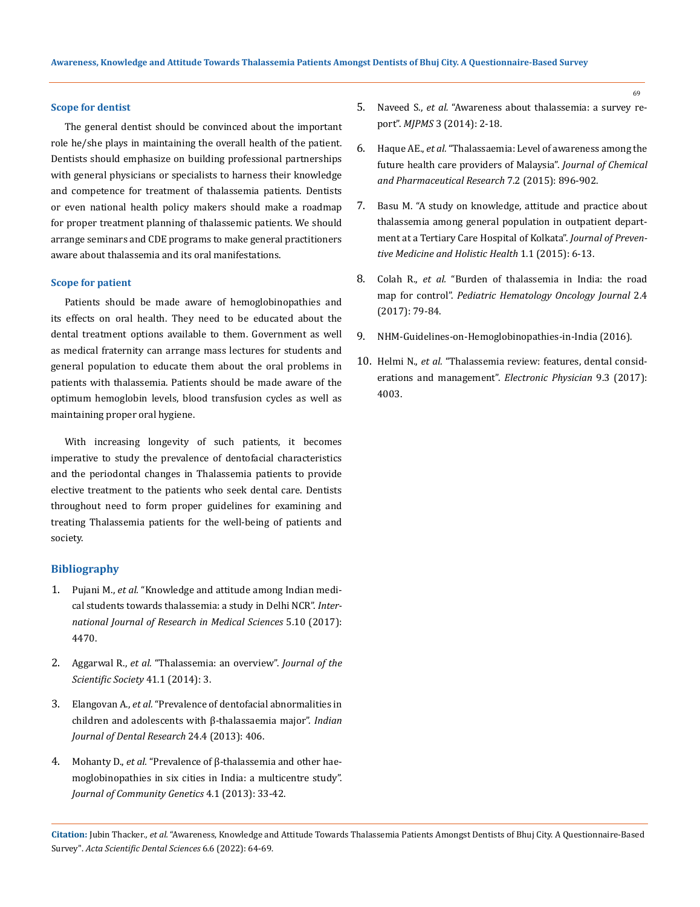### Scope for dentist

The general dentist should be convinced about the important role he/she plays in maintaining the overall health of the patient. Dentists should emphasize on building professional partnerships with general physicians or specialists to harness their knowledge and competence for treatment of thalassemia patients. Dentists or even national health policy makers should make a roadmap for proper treatment planning of thalassemic patients. We should arrange seminars and CDE programs to make general practitioners aware about thalassemia and its oral manifestations.

### Scope for patient

Patients should be made aware of hemoglobinopathies and its effects on oral health. They need to be educated about the dental treatment options available to them. Government as well as medical fraternity can arrange mass lectures for students and general population to educate them about the oral problems in patients with thalassemia. Patients should be made aware of the optimum hemoglobin levels, blood transfusion cycles as well as maintaining proper oral hygiene.

With increasing longevity of such patients, it becomes imperative to study the prevalence of dentofacial characteristics and the periodontal changes in Thalassemia patients to provide elective treatment to the patients who seek dental care. Dentists throughout need to form proper guidelines for examining and treating Thalassemia patients for the well-being of patients and society.

## Bibliography

1. Pujani M., *et al.* "Knowledge and attitude among Indian medical students towards thalassemia: a study in Delhi NCR". *International Journal of Research in Medical Sciences* 5.10 (2017): 4470.
2. Aggarwal R., *et al.* "Thalassemia: an overview". *Journal of the Scientific Society* 41.1 (2014): 3.
3. Elangovan A., *et al.* "Prevalence of dentofacial abnormalities in children and adolescents with β-thalassaemia major". *Indian Journal of Dental Research* 24.4 (2013): 406.
4. Mohanty D., *et al.* "Prevalence of β-thalassemia and other haemoglobinopathies in six cities in India: a multicentre study". *Journal of Community Genetics* 4.1 (2013): 33-42.
5. Naveed S., *et al.* "Awareness about thalassemia: a survey report". *MJPMS* 3 (2014): 2-18.
6. Haque AE., *et al.* "Thalassaemia: Level of awareness among the future health care providers of Malaysia". *Journal of Chemical and Pharmaceutical Research* 7.2 (2015): 896-902.
7. Basu M. "A study on knowledge, attitude and practice about thalassemia among general population in outpatient department at a Tertiary Care Hospital of Kolkata". *Journal of Preventive Medicine and Holistic Health* 1.1 (2015): 6-13.
8. Colah R., *et al.* "Burden of thalassemia in India: the road map for control". *Pediatric Hematology Oncology Journal* 2.4 (2017): 79-84.
9. NHM-Guidelines-on-Hemoglobinopathies-in-India (2016).
10. Helmi N., *et al.* "Thalassemia review: features, dental considerations and management". *Electronic Physician* 9.3 (2017): 4003.

**Citation:** Jubin Thacker., *et al.* "Awareness, Knowledge and Attitude Towards Thalassemia Patients Amongst Dentists of Bhuj City. A Questionnaire-Based Survey". *Acta Scientific Dental Sciences* 6.6 (2022): 64-69.